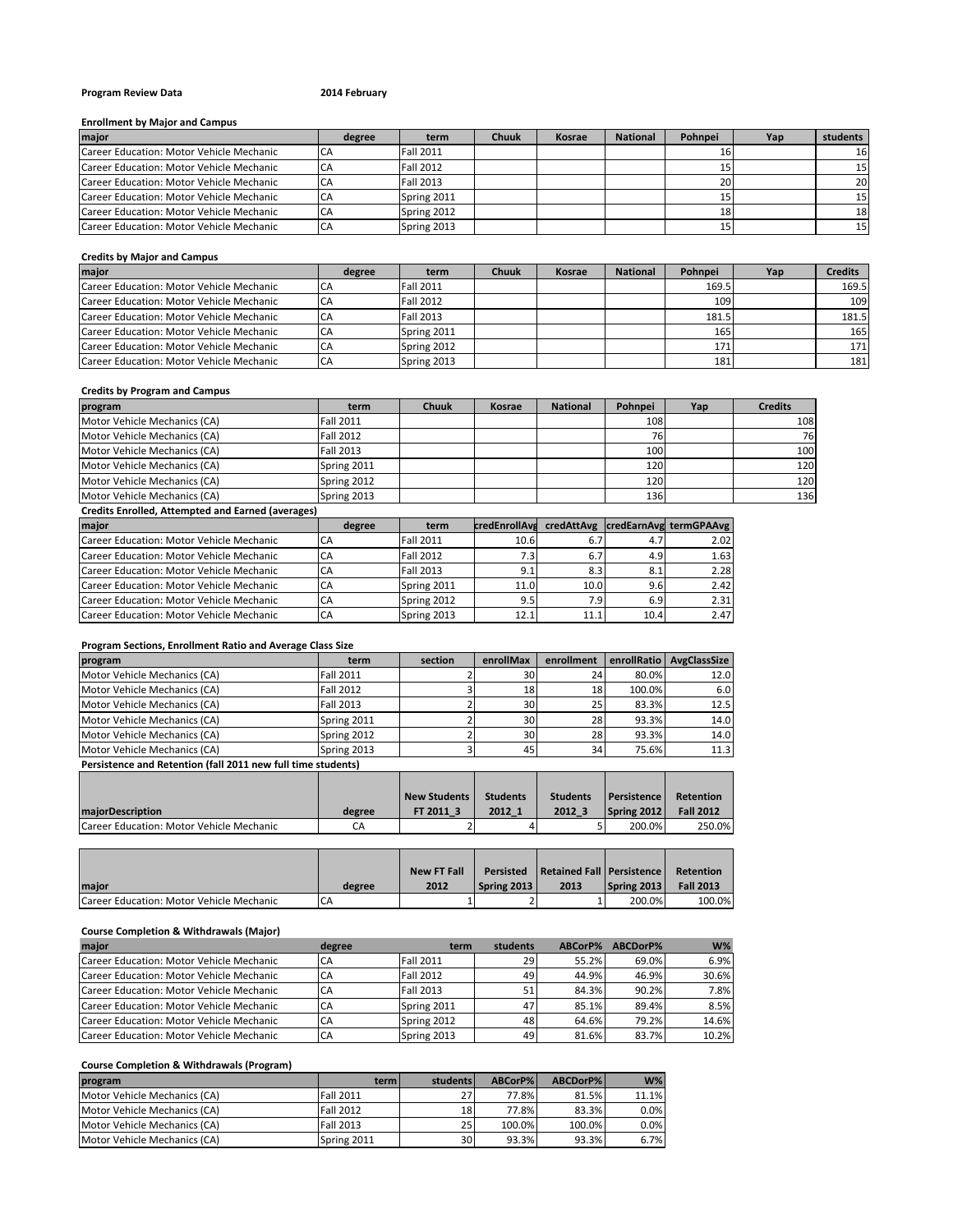**Program Review Data** **2014 February**

**Enrollment by Major and Campus**

| major | degree | term | Chuuk | Kosrae | National | Pohnpei | Yap | students |
|---|---|---|---|---|---|---|---|---|
| Career Education: Motor Vehicle Mechanic | CA | Fall 2011 | | | | 16 | | 16 |
| Career Education: Motor Vehicle Mechanic | CA | Fall 2012 | | | | 15 | | 15 |
| Career Education: Motor Vehicle Mechanic | CA | Fall 2013 | | | | 20 | | 20 |
| Career Education: Motor Vehicle Mechanic | CA | Spring 2011 | | | | 15 | | 15 |
| Career Education: Motor Vehicle Mechanic | CA | Spring 2012 | | | | 18 | | 18 |
| Career Education: Motor Vehicle Mechanic | CA | Spring 2013 | | | | 15 | | 15 |

**Credits by Major and Campus**

| major | degree | term | Chuuk | Kosrae | National | Pohnpei | Yap | Credits |
|---|---|---|---|---|---|---|---|---|
| Career Education: Motor Vehicle Mechanic | CA | Fall 2011 | | | | 169.5 | | 169.5 |
| Career Education: Motor Vehicle Mechanic | CA | Fall 2012 | | | | 109 | | 109 |
| Career Education: Motor Vehicle Mechanic | CA | Fall 2013 | | | | 181.5 | | 181.5 |
| Career Education: Motor Vehicle Mechanic | CA | Spring 2011 | | | | 165 | | 165 |
| Career Education: Motor Vehicle Mechanic | CA | Spring 2012 | | | | 171 | | 171 |
| Career Education: Motor Vehicle Mechanic | CA | Spring 2013 | | | | 181 | | 181 |

**Credits by Program and Campus**

| program | term | Chuuk | Kosrae | National | Pohnpei | Yap | Credits |
|---|---|---|---|---|---|---|---|
| Motor Vehicle Mechanics (CA) | Fall 2011 | | | | 108 | | 108 |
| Motor Vehicle Mechanics (CA) | Fall 2012 | | | | 76 | | 76 |
| Motor Vehicle Mechanics (CA) | Fall 2013 | | | | 100 | | 100 |
| Motor Vehicle Mechanics (CA) | Spring 2011 | | | | 120 | | 120 |
| Motor Vehicle Mechanics (CA) | Spring 2012 | | | | 120 | | 120 |
| Motor Vehicle Mechanics (CA) | Spring 2013 | | | | 136 | | 136 |

**Credits Enrolled, Attempted and Earned (averages)**

| major | degree | term | credEnrollAvg | credAttAvg | credEarnAvg | termGPAAvg |
|---|---|---|---|---|---|---|
| Career Education: Motor Vehicle Mechanic | CA | Fall 2011 | 10.6 | 6.7 | 4.7 | 2.02 |
| Career Education: Motor Vehicle Mechanic | CA | Fall 2012 | 7.3 | 6.7 | 4.9 | 1.63 |
| Career Education: Motor Vehicle Mechanic | CA | Fall 2013 | 9.1 | 8.3 | 8.1 | 2.28 |
| Career Education: Motor Vehicle Mechanic | CA | Spring 2011 | 11.0 | 10.0 | 9.6 | 2.42 |
| Career Education: Motor Vehicle Mechanic | CA | Spring 2012 | 9.5 | 7.9 | 6.9 | 2.31 |
| Career Education: Motor Vehicle Mechanic | CA | Spring 2013 | 12.1 | 11.1 | 10.4 | 2.47 |

**Program Sections, Enrollment Ratio and Average Class Size**

| program | term | section | enrollMax | enrollment | enrollRatio | AvgClassSize |
|---|---|---|---|---|---|---|
| Motor Vehicle Mechanics (CA) | Fall 2011 | 2 | 30 | 24 | 80.0% | 12.0 |
| Motor Vehicle Mechanics (CA) | Fall 2012 | 3 | 18 | 18 | 100.0% | 6.0 |
| Motor Vehicle Mechanics (CA) | Fall 2013 | 2 | 30 | 25 | 83.3% | 12.5 |
| Motor Vehicle Mechanics (CA) | Spring 2011 | 2 | 30 | 28 | 93.3% | 14.0 |
| Motor Vehicle Mechanics (CA) | Spring 2012 | 2 | 30 | 28 | 93.3% | 14.0 |
| Motor Vehicle Mechanics (CA) | Spring 2013 | 3 | 45 | 34 | 75.6% | 11.3 |

**Persistence and Retention (fall 2011 new full time students)**

| majorDescription | degree | New Students FT 2011_3 | Students 2012_1 | Students 2012_3 | Persistence Spring 2012 | Retention Fall 2012 |
|---|---|---|---|---|---|---|
| Career Education: Motor Vehicle Mechanic | CA | 2 | 4 | 5 | 200.0% | 250.0% |

| major | degree | New FT Fall 2012 | Persisted Spring 2013 | Retained Fall 2013 | Persistence Spring 2013 | Retention Fall 2013 |
|---|---|---|---|---|---|---|
| Career Education: Motor Vehicle Mechanic | CA | 1 | 2 | 1 | 200.0% | 100.0% |

**Course Completion & Withdrawals (Major)**

| major | degree | term | students | ABCorP% | ABCDorP% | W% |
|---|---|---|---|---|---|---|
| Career Education: Motor Vehicle Mechanic | CA | Fall 2011 | 29 | 55.2% | 69.0% | 6.9% |
| Career Education: Motor Vehicle Mechanic | CA | Fall 2012 | 49 | 44.9% | 46.9% | 30.6% |
| Career Education: Motor Vehicle Mechanic | CA | Fall 2013 | 51 | 84.3% | 90.2% | 7.8% |
| Career Education: Motor Vehicle Mechanic | CA | Spring 2011 | 47 | 85.1% | 89.4% | 8.5% |
| Career Education: Motor Vehicle Mechanic | CA | Spring 2012 | 48 | 64.6% | 79.2% | 14.6% |
| Career Education: Motor Vehicle Mechanic | CA | Spring 2013 | 49 | 81.6% | 83.7% | 10.2% |

**Course Completion & Withdrawals (Program)**

| program | term | students | ABCorP% | ABCDorP% | W% |
|---|---|---|---|---|---|
| Motor Vehicle Mechanics (CA) | Fall 2011 | 27 | 77.8% | 81.5% | 11.1% |
| Motor Vehicle Mechanics (CA) | Fall 2012 | 18 | 77.8% | 83.3% | 0.0% |
| Motor Vehicle Mechanics (CA) | Fall 2013 | 25 | 100.0% | 100.0% | 0.0% |
| Motor Vehicle Mechanics (CA) | Spring 2011 | 30 | 93.3% | 93.3% | 6.7% |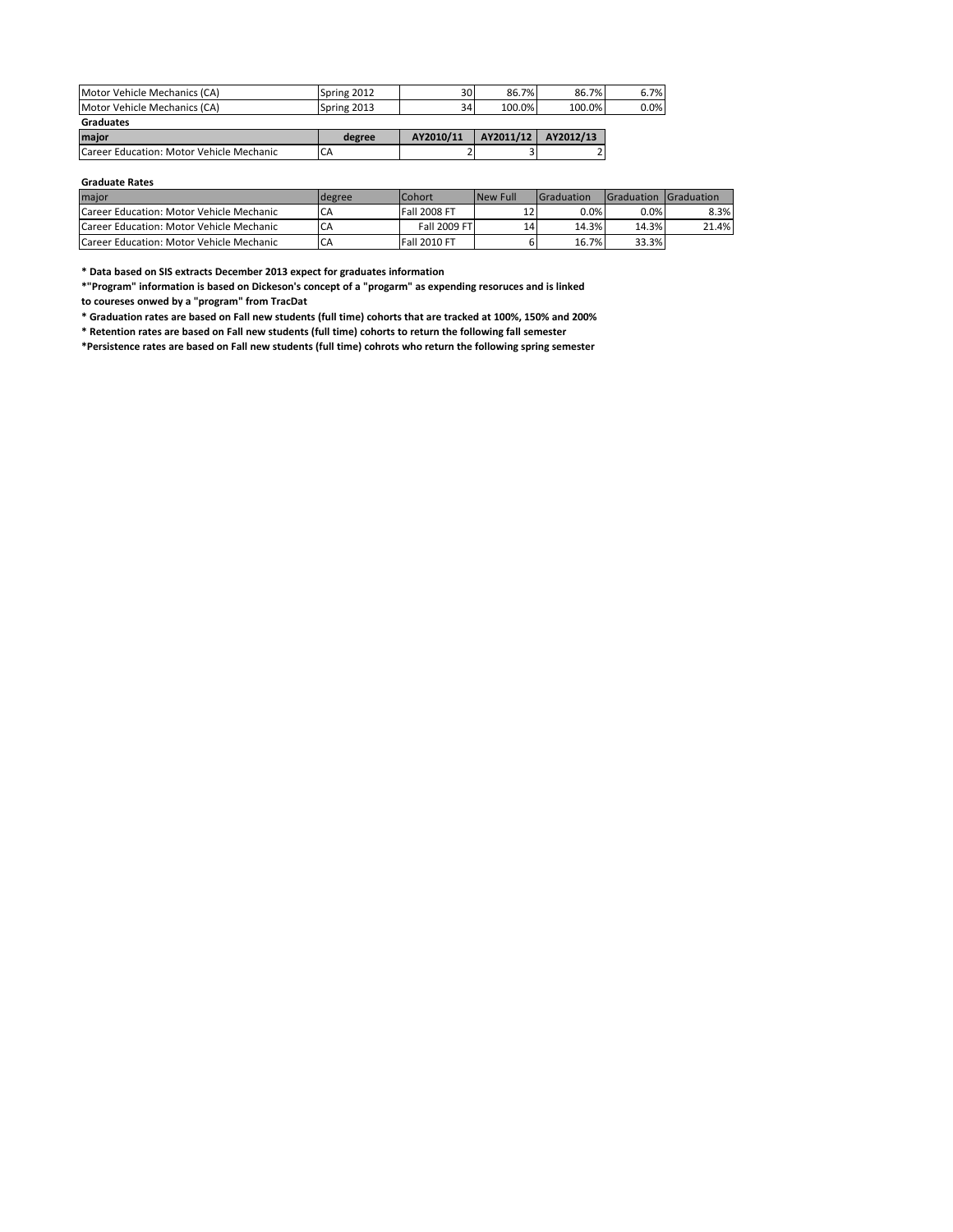| | | | | | |
|---|---|---|---|---|---|
| Motor Vehicle Mechanics (CA) | Spring 2012 | 30 | 86.7% | 86.7% | 6.7% |
| Motor Vehicle Mechanics (CA) | Spring 2013 | 34 | 100.0% | 100.0% | 0.0% |

**Graduates**

| major | degree | AY2010/11 | AY2011/12 | AY2012/13 |
|---|---|---|---|---|
| Career Education: Motor Vehicle Mechanic | CA | 2 | 3 | 2 |

**Graduate Rates**

| major | degree | Cohort | New Full | Graduation | Graduation | Graduation |
|---|---|---|---|---|---|---|
| Career Education: Motor Vehicle Mechanic | CA | Fall 2008 FT | 12 | 0.0% | 0.0% | 8.3% |
| Career Education: Motor Vehicle Mechanic | CA | Fall 2009 FT | 14 | 14.3% | 14.3% | 21.4% |
| Career Education: Motor Vehicle Mechanic | CA | Fall 2010 FT | 6 | 16.7% | 33.3% | |

**\* Data based on SIS extracts December 2013 expect for graduates information**

**\*"Program" information is based on Dickeson's concept of a "progarm" as expending resoruces and is linked to coureses onwed by a "program" from TracDat**

**\* Graduation rates are based on Fall new students (full time) cohorts that are tracked at 100%, 150% and 200%**

**\* Retention rates are based on Fall new students (full time) cohorts to return the following fall semester**

**\*Persistence rates are based on Fall new students (full time) cohrots who return the following spring semester**